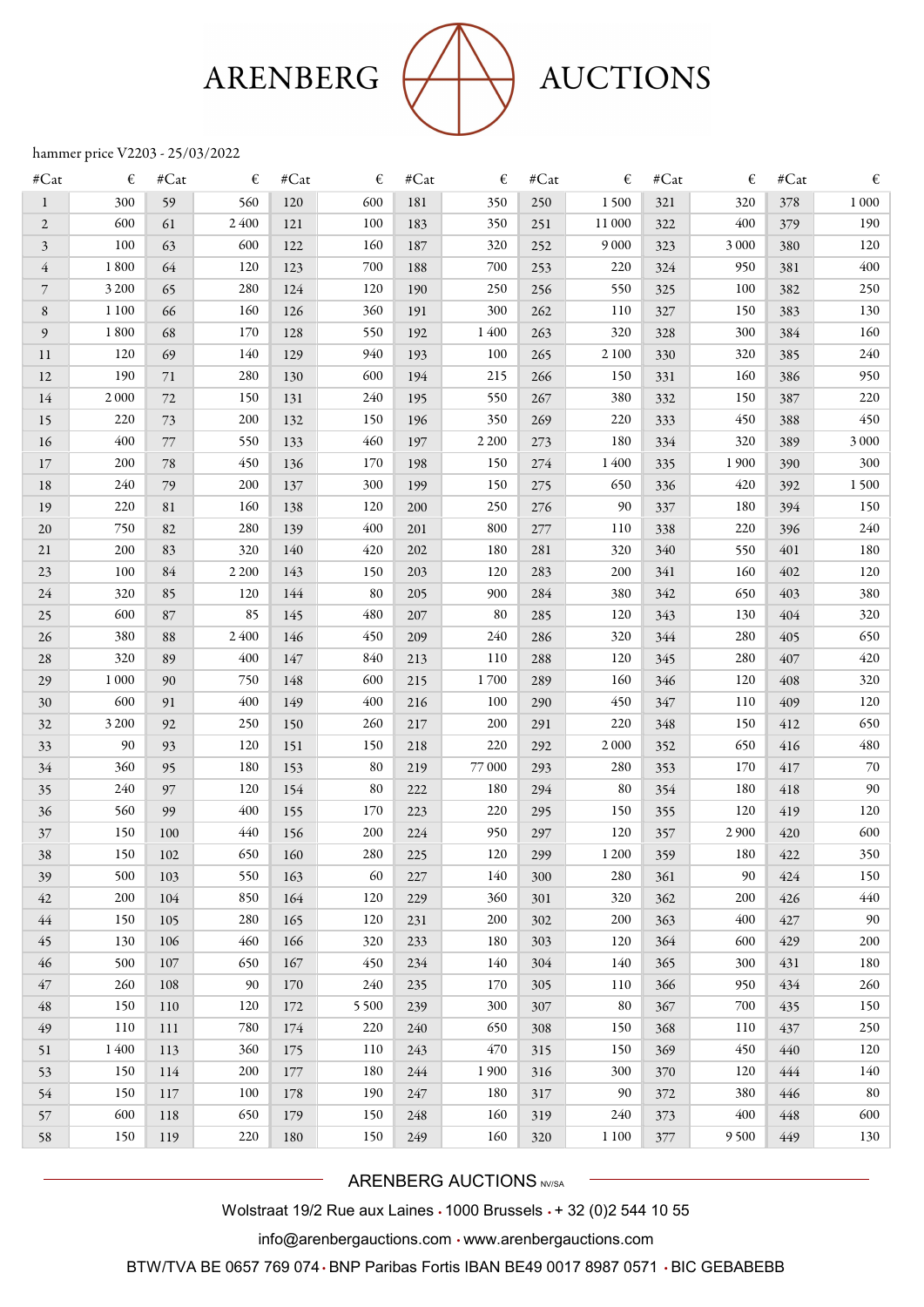# ARENBERG AUCTIONS

hammer price V2203 - 25/03/2022

| #Cat | € | #Cat | € | #Cat | € | #Cat | € | #Cat | € | #Cat | € | #Cat | € |
|---|---|---|---|---|---|---|---|---|---|---|---|---|---|
| 1 | 300 | 59 | 560 | 120 | 600 | 181 | 350 | 250 | 1 500 | 321 | 320 | 378 | 1 000 |
| 2 | 600 | 61 | 2 400 | 121 | 100 | 183 | 350 | 251 | 11 000 | 322 | 400 | 379 | 190 |
| 3 | 100 | 63 | 600 | 122 | 160 | 187 | 320 | 252 | 9 000 | 323 | 3 000 | 380 | 120 |
| 4 | 1 800 | 64 | 120 | 123 | 700 | 188 | 700 | 253 | 220 | 324 | 950 | 381 | 400 |
| 7 | 3 200 | 65 | 280 | 124 | 120 | 190 | 250 | 256 | 550 | 325 | 100 | 382 | 250 |
| 8 | 1 100 | 66 | 160 | 126 | 360 | 191 | 300 | 262 | 110 | 327 | 150 | 383 | 130 |
| 9 | 1 800 | 68 | 170 | 128 | 550 | 192 | 1 400 | 263 | 320 | 328 | 300 | 384 | 160 |
| 11 | 120 | 69 | 140 | 129 | 940 | 193 | 100 | 265 | 2 100 | 330 | 320 | 385 | 240 |
| 12 | 190 | 71 | 280 | 130 | 600 | 194 | 215 | 266 | 150 | 331 | 160 | 386 | 950 |
| 14 | 2 000 | 72 | 150 | 131 | 240 | 195 | 550 | 267 | 380 | 332 | 150 | 387 | 220 |
| 15 | 220 | 73 | 200 | 132 | 150 | 196 | 350 | 269 | 220 | 333 | 450 | 388 | 450 |
| 16 | 400 | 77 | 550 | 133 | 460 | 197 | 2 200 | 273 | 180 | 334 | 320 | 389 | 3 000 |
| 17 | 200 | 78 | 450 | 136 | 170 | 198 | 150 | 274 | 1 400 | 335 | 1 900 | 390 | 300 |
| 18 | 240 | 79 | 200 | 137 | 300 | 199 | 150 | 275 | 650 | 336 | 420 | 392 | 1 500 |
| 19 | 220 | 81 | 160 | 138 | 120 | 200 | 250 | 276 | 90 | 337 | 180 | 394 | 150 |
| 20 | 750 | 82 | 280 | 139 | 400 | 201 | 800 | 277 | 110 | 338 | 220 | 396 | 240 |
| 21 | 200 | 83 | 320 | 140 | 420 | 202 | 180 | 281 | 320 | 340 | 550 | 401 | 180 |
| 23 | 100 | 84 | 2 200 | 143 | 150 | 203 | 120 | 283 | 200 | 341 | 160 | 402 | 120 |
| 24 | 320 | 85 | 120 | 144 | 80 | 205 | 900 | 284 | 380 | 342 | 650 | 403 | 380 |
| 25 | 600 | 87 | 85 | 145 | 480 | 207 | 80 | 285 | 120 | 343 | 130 | 404 | 320 |
| 26 | 380 | 88 | 2 400 | 146 | 450 | 209 | 240 | 286 | 320 | 344 | 280 | 405 | 650 |
| 28 | 320 | 89 | 400 | 147 | 840 | 213 | 110 | 288 | 120 | 345 | 280 | 407 | 420 |
| 29 | 1 000 | 90 | 750 | 148 | 600 | 215 | 1 700 | 289 | 160 | 346 | 120 | 408 | 320 |
| 30 | 600 | 91 | 400 | 149 | 400 | 216 | 100 | 290 | 450 | 347 | 110 | 409 | 120 |
| 32 | 3 200 | 92 | 250 | 150 | 260 | 217 | 200 | 291 | 220 | 348 | 150 | 412 | 650 |
| 33 | 90 | 93 | 120 | 151 | 150 | 218 | 220 | 292 | 2 000 | 352 | 650 | 416 | 480 |
| 34 | 360 | 95 | 180 | 153 | 80 | 219 | 77 000 | 293 | 280 | 353 | 170 | 417 | 70 |
| 35 | 240 | 97 | 120 | 154 | 80 | 222 | 180 | 294 | 80 | 354 | 180 | 418 | 90 |
| 36 | 560 | 99 | 400 | 155 | 170 | 223 | 220 | 295 | 150 | 355 | 120 | 419 | 120 |
| 37 | 150 | 100 | 440 | 156 | 200 | 224 | 950 | 297 | 120 | 357 | 2 900 | 420 | 600 |
| 38 | 150 | 102 | 650 | 160 | 280 | 225 | 120 | 299 | 1 200 | 359 | 180 | 422 | 350 |
| 39 | 500 | 103 | 550 | 163 | 60 | 227 | 140 | 300 | 280 | 361 | 90 | 424 | 150 |
| 42 | 200 | 104 | 850 | 164 | 120 | 229 | 360 | 301 | 320 | 362 | 200 | 426 | 440 |
| 44 | 150 | 105 | 280 | 165 | 120 | 231 | 200 | 302 | 200 | 363 | 400 | 427 | 90 |
| 45 | 130 | 106 | 460 | 166 | 320 | 233 | 180 | 303 | 120 | 364 | 600 | 429 | 200 |
| 46 | 500 | 107 | 650 | 167 | 450 | 234 | 140 | 304 | 140 | 365 | 300 | 431 | 180 |
| 47 | 260 | 108 | 90 | 170 | 240 | 235 | 170 | 305 | 110 | 366 | 950 | 434 | 260 |
| 48 | 150 | 110 | 120 | 172 | 5 500 | 239 | 300 | 307 | 80 | 367 | 700 | 435 | 150 |
| 49 | 110 | 111 | 780 | 174 | 220 | 240 | 650 | 308 | 150 | 368 | 110 | 437 | 250 |
| 51 | 1 400 | 113 | 360 | 175 | 110 | 243 | 470 | 315 | 150 | 369 | 450 | 440 | 120 |
| 53 | 150 | 114 | 200 | 177 | 180 | 244 | 1 900 | 316 | 300 | 370 | 120 | 444 | 140 |
| 54 | 150 | 117 | 100 | 178 | 190 | 247 | 180 | 317 | 90 | 372 | 380 | 446 | 80 |
| 57 | 600 | 118 | 650 | 179 | 150 | 248 | 160 | 319 | 240 | 373 | 400 | 448 | 600 |
| 58 | 150 | 119 | 220 | 180 | 150 | 249 | 160 | 320 | 1 100 | 377 | 9 500 | 449 | 130 |

ARENBERG AUCTIONS NV/SA

Wolstraat 19/2 Rue aux Laines • 1000 Brussels • + 32 (0)2 544 10 55

info@arenbergauctions.com • www.arenbergauctions.com

BTW/TVA BE 0657 769 074 • BNP Paribas Fortis IBAN BE49 0017 8987 0571 • BIC GEBABEBB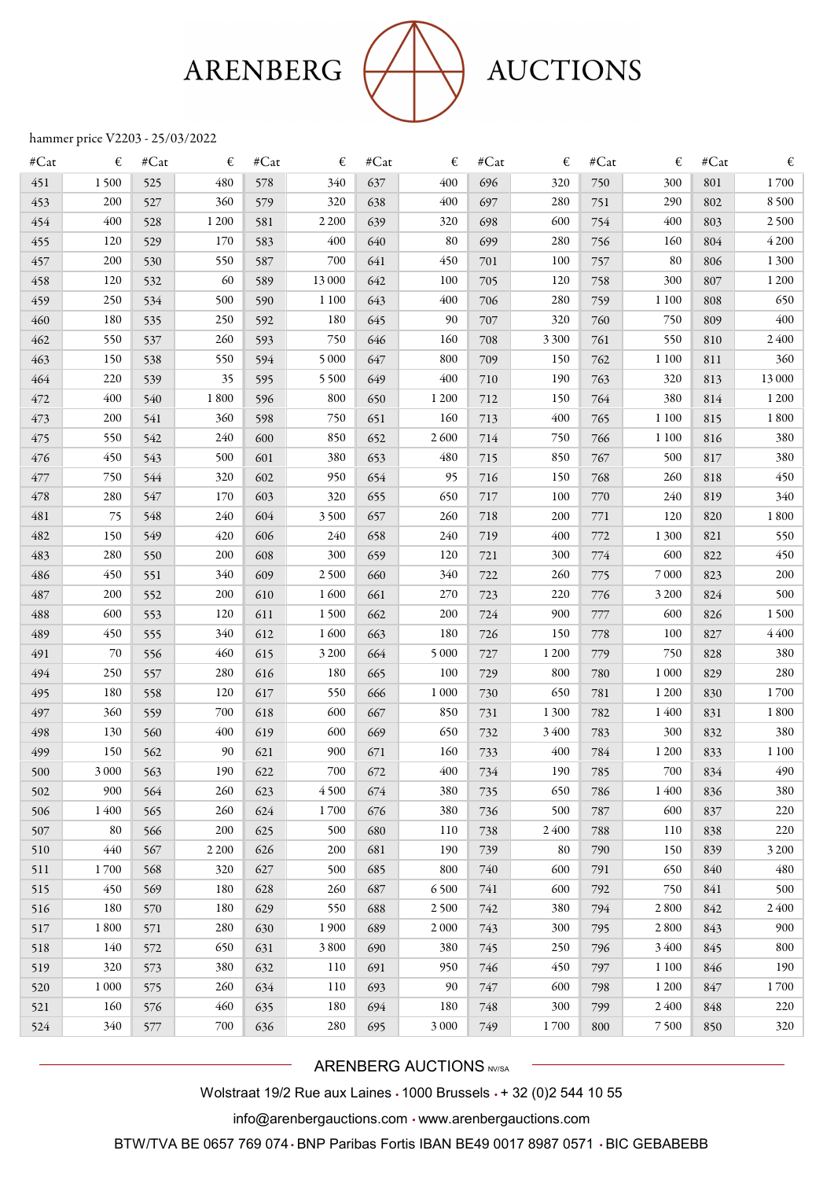# ARENBERG AUCTIONS

hammer price V2203 - 25/03/2022

| #Cat | € | #Cat | € | #Cat | € | #Cat | € | #Cat | € | #Cat | € | #Cat | € |
|---|---|---|---|---|---|---|---|---|---|---|---|---|---|
| 451 | 1 500 | 525 | 480 | 578 | 340 | 637 | 400 | 696 | 320 | 750 | 300 | 801 | 1 700 |
| 453 | 200 | 527 | 360 | 579 | 320 | 638 | 400 | 697 | 280 | 751 | 290 | 802 | 8 500 |
| 454 | 400 | 528 | 1 200 | 581 | 2 200 | 639 | 320 | 698 | 600 | 754 | 400 | 803 | 2 500 |
| 455 | 120 | 529 | 170 | 583 | 400 | 640 | 80 | 699 | 280 | 756 | 160 | 804 | 4 200 |
| 457 | 200 | 530 | 550 | 587 | 700 | 641 | 450 | 701 | 100 | 757 | 80 | 806 | 1 300 |
| 458 | 120 | 532 | 60 | 589 | 13 000 | 642 | 100 | 705 | 120 | 758 | 300 | 807 | 1 200 |
| 459 | 250 | 534 | 500 | 590 | 1 100 | 643 | 400 | 706 | 280 | 759 | 1 100 | 808 | 650 |
| 460 | 180 | 535 | 250 | 592 | 180 | 645 | 90 | 707 | 320 | 760 | 750 | 809 | 400 |
| 462 | 550 | 537 | 260 | 593 | 750 | 646 | 160 | 708 | 3 300 | 761 | 550 | 810 | 2 400 |
| 463 | 150 | 538 | 550 | 594 | 5 000 | 647 | 800 | 709 | 150 | 762 | 1 100 | 811 | 360 |
| 464 | 220 | 539 | 35 | 595 | 5 500 | 649 | 400 | 710 | 190 | 763 | 320 | 813 | 13 000 |
| 472 | 400 | 540 | 1 800 | 596 | 800 | 650 | 1 200 | 712 | 150 | 764 | 380 | 814 | 1 200 |
| 473 | 200 | 541 | 360 | 598 | 750 | 651 | 160 | 713 | 400 | 765 | 1 100 | 815 | 1 800 |
| 475 | 550 | 542 | 240 | 600 | 850 | 652 | 2 600 | 714 | 750 | 766 | 1 100 | 816 | 380 |
| 476 | 450 | 543 | 500 | 601 | 380 | 653 | 480 | 715 | 850 | 767 | 500 | 817 | 380 |
| 477 | 750 | 544 | 320 | 602 | 950 | 654 | 95 | 716 | 150 | 768 | 260 | 818 | 450 |
| 478 | 280 | 547 | 170 | 603 | 320 | 655 | 650 | 717 | 100 | 770 | 240 | 819 | 340 |
| 481 | 75 | 548 | 240 | 604 | 3 500 | 657 | 260 | 718 | 200 | 771 | 120 | 820 | 1 800 |
| 482 | 150 | 549 | 420 | 606 | 240 | 658 | 240 | 719 | 400 | 772 | 1 300 | 821 | 550 |
| 483 | 280 | 550 | 200 | 608 | 300 | 659 | 120 | 721 | 300 | 774 | 600 | 822 | 450 |
| 486 | 450 | 551 | 340 | 609 | 2 500 | 660 | 340 | 722 | 260 | 775 | 7 000 | 823 | 200 |
| 487 | 200 | 552 | 200 | 610 | 1 600 | 661 | 270 | 723 | 220 | 776 | 3 200 | 824 | 500 |
| 488 | 600 | 553 | 120 | 611 | 1 500 | 662 | 200 | 724 | 900 | 777 | 600 | 826 | 1 500 |
| 489 | 450 | 555 | 340 | 612 | 1 600 | 663 | 180 | 726 | 150 | 778 | 100 | 827 | 4 400 |
| 491 | 70 | 556 | 460 | 615 | 3 200 | 664 | 5 000 | 727 | 1 200 | 779 | 750 | 828 | 380 |
| 494 | 250 | 557 | 280 | 616 | 180 | 665 | 100 | 729 | 800 | 780 | 1 000 | 829 | 280 |
| 495 | 180 | 558 | 120 | 617 | 550 | 666 | 1 000 | 730 | 650 | 781 | 1 200 | 830 | 1 700 |
| 497 | 360 | 559 | 700 | 618 | 600 | 667 | 850 | 731 | 1 300 | 782 | 1 400 | 831 | 1 800 |
| 498 | 130 | 560 | 400 | 619 | 600 | 669 | 650 | 732 | 3 400 | 783 | 300 | 832 | 380 |
| 499 | 150 | 562 | 90 | 621 | 900 | 671 | 160 | 733 | 400 | 784 | 1 200 | 833 | 1 100 |
| 500 | 3 000 | 563 | 190 | 622 | 700 | 672 | 400 | 734 | 190 | 785 | 700 | 834 | 490 |
| 502 | 900 | 564 | 260 | 623 | 4 500 | 674 | 380 | 735 | 650 | 786 | 1 400 | 836 | 380 |
| 506 | 1 400 | 565 | 260 | 624 | 1 700 | 676 | 380 | 736 | 500 | 787 | 600 | 837 | 220 |
| 507 | 80 | 566 | 200 | 625 | 500 | 680 | 110 | 738 | 2 400 | 788 | 110 | 838 | 220 |
| 510 | 440 | 567 | 2 200 | 626 | 200 | 681 | 190 | 739 | 80 | 790 | 150 | 839 | 3 200 |
| 511 | 1 700 | 568 | 320 | 627 | 500 | 685 | 800 | 740 | 600 | 791 | 650 | 840 | 480 |
| 515 | 450 | 569 | 180 | 628 | 260 | 687 | 6 500 | 741 | 600 | 792 | 750 | 841 | 500 |
| 516 | 180 | 570 | 180 | 629 | 550 | 688 | 2 500 | 742 | 380 | 794 | 2 800 | 842 | 2 400 |
| 517 | 1 800 | 571 | 280 | 630 | 1 900 | 689 | 2 000 | 743 | 300 | 795 | 2 800 | 843 | 900 |
| 518 | 140 | 572 | 650 | 631 | 3 800 | 690 | 380 | 745 | 250 | 796 | 3 400 | 845 | 800 |
| 519 | 320 | 573 | 380 | 632 | 110 | 691 | 950 | 746 | 450 | 797 | 1 100 | 846 | 190 |
| 520 | 1 000 | 575 | 260 | 634 | 110 | 693 | 90 | 747 | 600 | 798 | 1 200 | 847 | 1 700 |
| 521 | 160 | 576 | 460 | 635 | 180 | 694 | 180 | 748 | 300 | 799 | 2 400 | 848 | 220 |
| 524 | 340 | 577 | 700 | 636 | 280 | 695 | 3 000 | 749 | 1 700 | 800 | 7 500 | 850 | 320 |

ARENBERG AUCTIONS NV/SA

Wolstraat 19/2 Rue aux Laines • 1000 Brussels • + 32 (0)2 544 10 55

info@arenbergauctions.com • www.arenbergauctions.com

BTW/TVA BE 0657 769 074 • BNP Paribas Fortis IBAN BE49 0017 8987 0571 • BIC GEBABEBB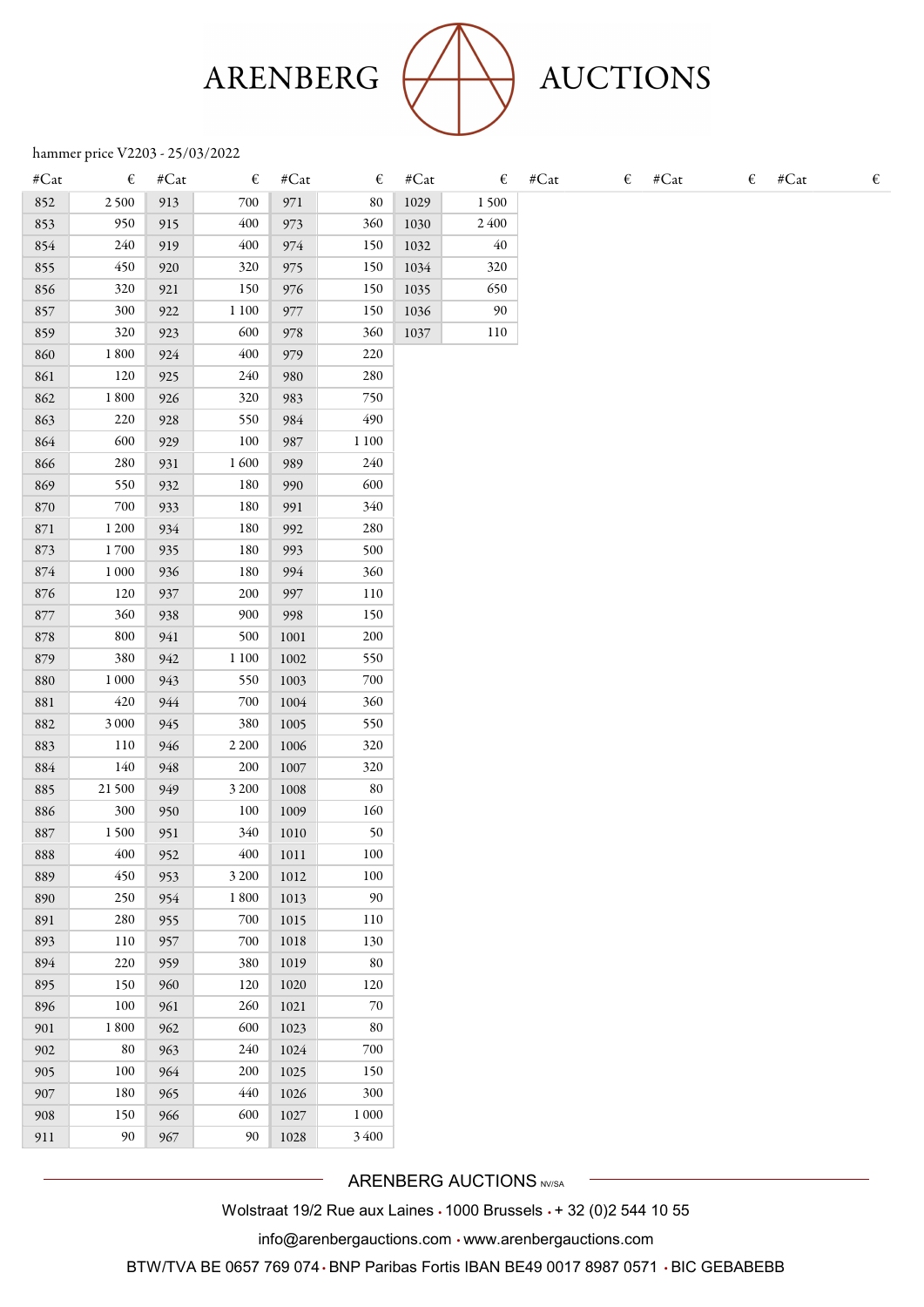# ARENBERG AUCTIONS

hammer price V2203 - 25/03/2022

| #Cat | € | #Cat | € | #Cat | € | #Cat | € | #Cat | € | #Cat | € | #Cat | € |
|---|---|---|---|---|---|---|---|---|---|---|---|---|---|
| 852 | 2 500 | 913 | 700 | 971 | 80 | 1029 | 1 500 | | | | | | |
| 853 | 950 | 915 | 400 | 973 | 360 | 1030 | 2 400 | | | | | | |
| 854 | 240 | 919 | 400 | 974 | 150 | 1032 | 40 | | | | | | |
| 855 | 450 | 920 | 320 | 975 | 150 | 1034 | 320 | | | | | | |
| 856 | 320 | 921 | 150 | 976 | 150 | 1035 | 650 | | | | | | |
| 857 | 300 | 922 | 1 100 | 977 | 150 | 1036 | 90 | | | | | | |
| 859 | 320 | 923 | 600 | 978 | 360 | 1037 | 110 | | | | | | |
| 860 | 1 800 | 924 | 400 | 979 | 220 | | | | | | | | |
| 861 | 120 | 925 | 240 | 980 | 280 | | | | | | | | |
| 862 | 1 800 | 926 | 320 | 983 | 750 | | | | | | | | |
| 863 | 220 | 928 | 550 | 984 | 490 | | | | | | | | |
| 864 | 600 | 929 | 100 | 987 | 1 100 | | | | | | | | |
| 866 | 280 | 931 | 1 600 | 989 | 240 | | | | | | | | |
| 869 | 550 | 932 | 180 | 990 | 600 | | | | | | | | |
| 870 | 700 | 933 | 180 | 991 | 340 | | | | | | | | |
| 871 | 1 200 | 934 | 180 | 992 | 280 | | | | | | | | |
| 873 | 1 700 | 935 | 180 | 993 | 500 | | | | | | | | |
| 874 | 1 000 | 936 | 180 | 994 | 360 | | | | | | | | |
| 876 | 120 | 937 | 200 | 997 | 110 | | | | | | | | |
| 877 | 360 | 938 | 900 | 998 | 150 | | | | | | | | |
| 878 | 800 | 941 | 500 | 1001 | 200 | | | | | | | | |
| 879 | 380 | 942 | 1 100 | 1002 | 550 | | | | | | | | |
| 880 | 1 000 | 943 | 550 | 1003 | 700 | | | | | | | | |
| 881 | 420 | 944 | 700 | 1004 | 360 | | | | | | | | |
| 882 | 3 000 | 945 | 380 | 1005 | 550 | | | | | | | | |
| 883 | 110 | 946 | 2 200 | 1006 | 320 | | | | | | | | |
| 884 | 140 | 948 | 200 | 1007 | 320 | | | | | | | | |
| 885 | 21 500 | 949 | 3 200 | 1008 | 80 | | | | | | | | |
| 886 | 300 | 950 | 100 | 1009 | 160 | | | | | | | | |
| 887 | 1 500 | 951 | 340 | 1010 | 50 | | | | | | | | |
| 888 | 400 | 952 | 400 | 1011 | 100 | | | | | | | | |
| 889 | 450 | 953 | 3 200 | 1012 | 100 | | | | | | | | |
| 890 | 250 | 954 | 1 800 | 1013 | 90 | | | | | | | | |
| 891 | 280 | 955 | 700 | 1015 | 110 | | | | | | | | |
| 893 | 110 | 957 | 700 | 1018 | 130 | | | | | | | | |
| 894 | 220 | 959 | 380 | 1019 | 80 | | | | | | | | |
| 895 | 150 | 960 | 120 | 1020 | 120 | | | | | | | | |
| 896 | 100 | 961 | 260 | 1021 | 70 | | | | | | | | |
| 901 | 1 800 | 962 | 600 | 1023 | 80 | | | | | | | | |
| 902 | 80 | 963 | 240 | 1024 | 700 | | | | | | | | |
| 905 | 100 | 964 | 200 | 1025 | 150 | | | | | | | | |
| 907 | 180 | 965 | 440 | 1026 | 300 | | | | | | | | |
| 908 | 150 | 966 | 600 | 1027 | 1 000 | | | | | | | | |
| 911 | 90 | 967 | 90 | 1028 | 3 400 | | | | | | | | |

ARENBERG AUCTIONS NV/SA

Wolstraat 19/2 Rue aux Laines • 1000 Brussels • + 32 (0)2 544 10 55

info@arenbergauctions.com • www.arenbergauctions.com

BTW/TVA BE 0657 769 074 • BNP Paribas Fortis IBAN BE49 0017 8987 0571 • BIC GEBABEBB